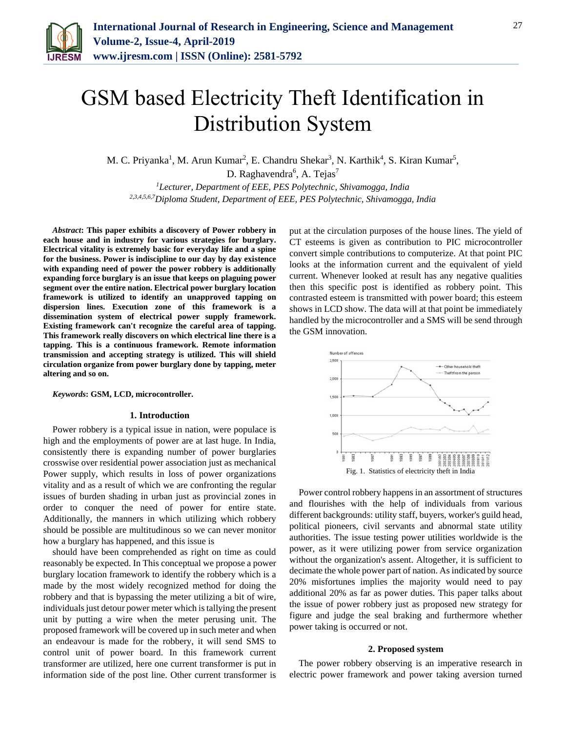# GSM based Electricity Theft Identification in Distribution System

M. C. Priyanka[1], M. Arun Kumar[2], E. Chandru Shekar[3], N. Karthik[4], S. Kiran Kumar[5], D. Raghavendra[6], A. Tejas[7]

[1]*Lecturer, Department of EEE, PES Polytechnic, Shivamogga, India*
[2,3,4,5,6,7]*Diploma Student, Department of EEE, PES Polytechnic, Shivamogga, India*

***Abstract*****: This paper exhibits a discovery of Power robbery in each house and in industry for various strategies for burglary. Electrical vitality is extremely basic for everyday life and a spine for the business. Power is indiscipline to our day by day existence with expanding need of power the power robbery is additionally expanding force burglary is an issue that keeps on plaguing power segment over the entire nation. Electrical power burglary location framework is utilized to identify an unapproved tapping on dispersion lines. Execution zone of this framework is a dissemination system of electrical power supply framework. Existing framework can't recognize the careful area of tapping. This framework really discovers on which electrical line there is a tapping. This is a continuous framework. Remote information transmission and accepting strategy is utilized. This will shield circulation organize from power burglary done by tapping, meter altering and so on.**

***Keywords*****: GSM, LCD, microcontroller.**

## 1. Introduction

Power robbery is a typical issue in nation, were populace is high and the employments of power are at last huge. In India, consistently there is expanding number of power burglaries crosswise over residential power association just as mechanical Power supply, which results in loss of power organizations vitality and as a result of which we are confronting the regular issues of burden shading in urban just as provincial zones in order to conquer the need of power for entire state. Additionally, the manners in which utilizing which robbery should be possible are multitudinous so we can never monitor how a burglary has happened, and this issue is

should have been comprehended as right on time as could reasonably be expected. In This conceptual we propose a power burglary location framework to identify the robbery which is a made by the most widely recognized method for doing the robbery and that is bypassing the meter utilizing a bit of wire, individuals just detour power meter which is tallying the present unit by putting a wire when the meter perusing unit. The proposed framework will be covered up in such meter and when an endeavour is made for the robbery, it will send SMS to control unit of power board. In this framework current transformer are utilized, here one current transformer is put in information side of the post line. Other current transformer is put at the circulation purposes of the house lines. The yield of CT esteems is given as contribution to PIC microcontroller convert simple contributions to computerize. At that point PIC looks at the information current and the equivalent of yield current. Whenever looked at result has any negative qualities then this specific post is identified as robbery point. This contrasted esteem is transmitted with power board; this esteem shows in LCD show. The data will at that point be immediately handled by the microcontroller and a SMS will be send through the GSM innovation.

Fig. 1. Statistics of electricity theft in India

Power control robbery happens in an assortment of structures and flourishes with the help of individuals from various different backgrounds: utility staff, buyers, worker's guild head, political pioneers, civil servants and abnormal state utility authorities. The issue testing power utilities worldwide is the power, as it were utilizing power from service organization without the organization's assent. Altogether, it is sufficient to decimate the whole power part of nation. As indicated by source 20% misfortunes implies the majority would need to pay additional 20% as far as power duties. This paper talks about the issue of power robbery just as proposed new strategy for figure and judge the seal braking and furthermore whether power taking is occurred or not.

## 2. Proposed system

The power robbery observing is an imperative research in electric power framework and power taking aversion turned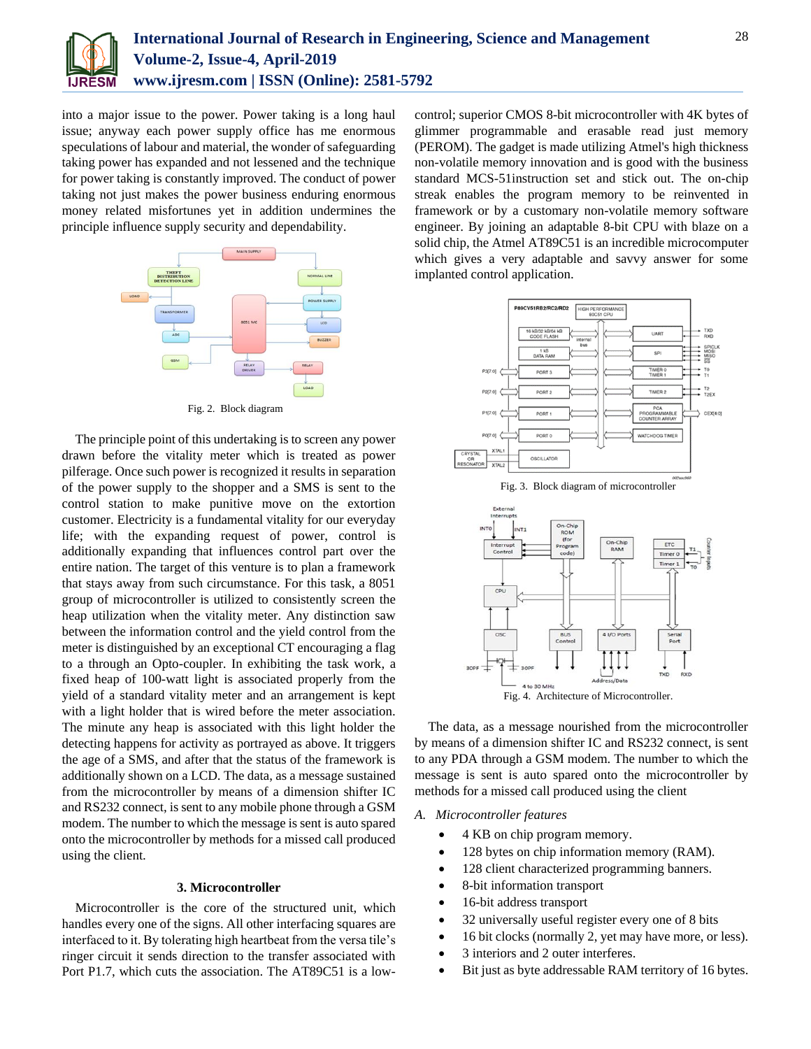into a major issue to the power. Power taking is a long haul issue; anyway each power supply office has me enormous speculations of labour and material, the wonder of safeguarding taking power has expanded and not lessened and the technique for power taking is constantly improved. The conduct of power taking not just makes the power business enduring enormous money related misfortunes yet in addition undermines the principle influence supply security and dependability.

Fig. 2. Block diagram

The principle point of this undertaking is to screen any power drawn before the vitality meter which is treated as power pilferage. Once such power is recognized it results in separation of the power supply to the shopper and a SMS is sent to the control station to make punitive move on the extortion customer. Electricity is a fundamental vitality for our everyday life; with the expanding request of power, control is additionally expanding that influences control part over the entire nation. The target of this venture is to plan a framework that stays away from such circumstance. For this task, a 8051 group of microcontroller is utilized to consistently screen the heap utilization when the vitality meter. Any distinction saw between the information control and the yield control from the meter is distinguished by an exceptional CT encouraging a flag to a through an Opto-coupler. In exhibiting the task work, a fixed heap of 100-watt light is associated properly from the yield of a standard vitality meter and an arrangement is kept with a light holder that is wired before the meter association. The minute any heap is associated with this light holder the detecting happens for activity as portrayed as above. It triggers the age of a SMS, and after that the status of the framework is additionally shown on a LCD. The data, as a message sustained from the microcontroller by means of a dimension shifter IC and RS232 connect, is sent to any mobile phone through a GSM modem. The number to which the message is sent is auto spared onto the microcontroller by methods for a missed call produced using the client.

### 3. Microcontroller

Microcontroller is the core of the structured unit, which handles every one of the signs. All other interfacing squares are interfaced to it. By tolerating high heartbeat from the versa tile's ringer circuit it sends direction to the transfer associated with Port P1.7, which cuts the association. The AT89C51 is a low-control; superior CMOS 8-bit microcontroller with 4K bytes of glimmer programmable and erasable read just memory (PEROM). The gadget is made utilizing Atmel's high thickness non-volatile memory innovation and is good with the business standard MCS-51instruction set and stick out. The on-chip streak enables the program memory to be reinvented in framework or by a customary non-volatile memory software engineer. By joining an adaptable 8-bit CPU with blaze on a solid chip, the Atmel AT89C51 is an incredible microcomputer which gives a very adaptable and savvy answer for some implanted control application.

Fig. 3. Block diagram of microcontroller

Fig. 4. Architecture of Microcontroller.

The data, as a message nourished from the microcontroller by means of a dimension shifter IC and RS232 connect, is sent to any PDA through a GSM modem. The number to which the message is sent is auto spared onto the microcontroller by methods for a missed call produced using the client

*A. Microcontroller features*

- 4 KB on chip program memory.
- 128 bytes on chip information memory (RAM).
- 128 client characterized programming banners.
- 8-bit information transport
- 16-bit address transport
- 32 universally useful register every one of 8 bits
- 16 bit clocks (normally 2, yet may have more, or less).
- 3 interiors and 2 outer interferes.
- Bit just as byte addressable RAM territory of 16 bytes.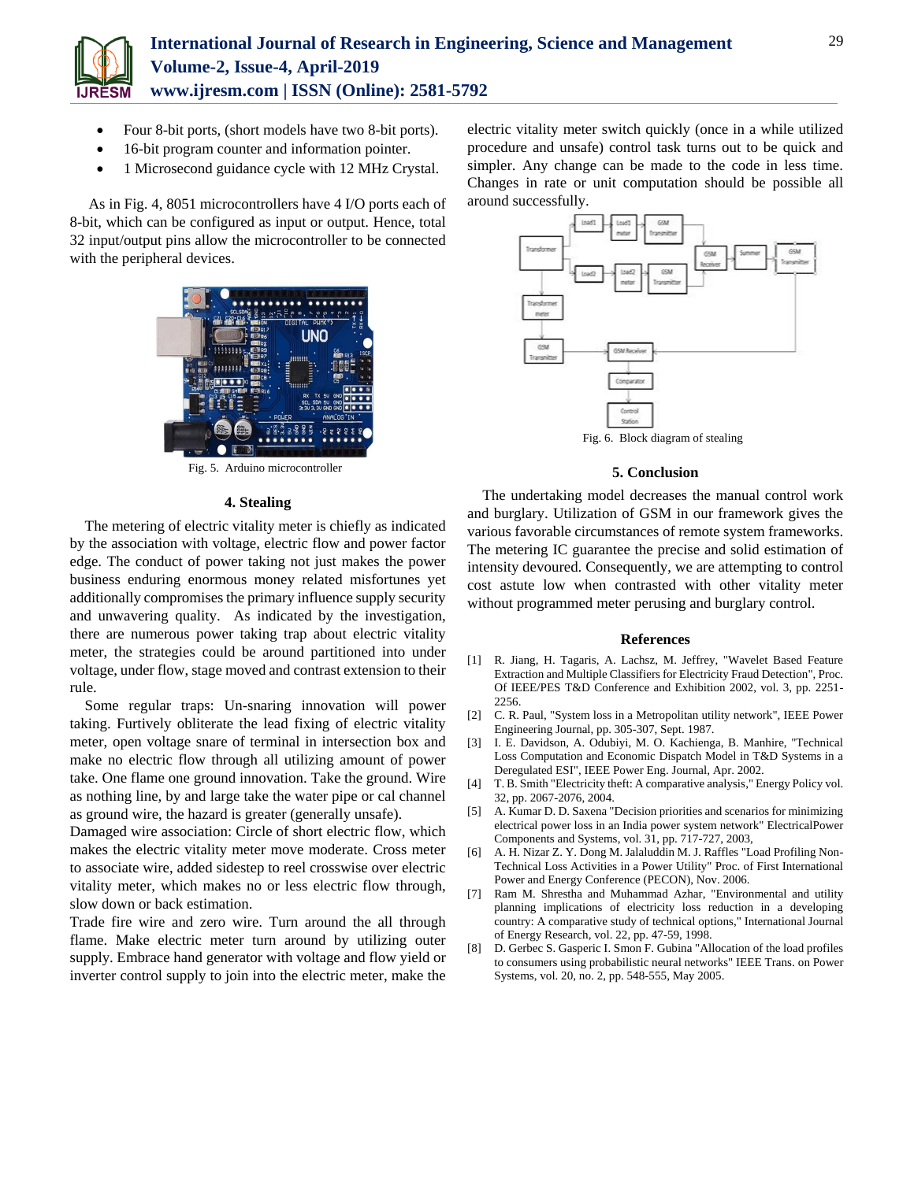- Four 8-bit ports, (short models have two 8-bit ports).
- 16-bit program counter and information pointer.
- 1 Microsecond guidance cycle with 12 MHz Crystal.

As in Fig. 4, 8051 microcontrollers have 4 I/O ports each of 8-bit, which can be configured as input or output. Hence, total 32 input/output pins allow the microcontroller to be connected with the peripheral devices.

Fig. 5. Arduino microcontroller

## 4. Stealing

The metering of electric vitality meter is chiefly as indicated by the association with voltage, electric flow and power factor edge. The conduct of power taking not just makes the power business enduring enormous money related misfortunes yet additionally compromises the primary influence supply security and unwavering quality. As indicated by the investigation, there are numerous power taking trap about electric vitality meter, the strategies could be around partitioned into under voltage, under flow, stage moved and contrast extension to their rule.

Some regular traps: Un-snaring innovation will power taking. Furtively obliterate the lead fixing of electric vitality meter, open voltage snare of terminal in intersection box and make no electric flow through all utilizing amount of power take. One flame one ground innovation. Take the ground. Wire as nothing line, by and large take the water pipe or cal channel as ground wire, the hazard is greater (generally unsafe).

Damaged wire association: Circle of short electric flow, which makes the electric vitality meter move moderate. Cross meter to associate wire, added sidestep to reel crosswise over electric vitality meter, which makes no or less electric flow through, slow down or back estimation.

Trade fire wire and zero wire. Turn around the all through flame. Make electric meter turn around by utilizing outer supply. Embrace hand generator with voltage and flow yield or inverter control supply to join into the electric meter, make the electric vitality meter switch quickly (once in a while utilized procedure and unsafe) control task turns out to be quick and simpler. Any change can be made to the code in less time. Changes in rate or unit computation should be possible all around successfully.

Transformer
Load1
Load1 meter
GSM Transmitter
Load2
Load2 meter
GSM Transmitter
GSM Receiver
Summer
GSM Transmitter
Transformer meter
GSM Transmitter
GSM Receiver
Comparator
Control Station

Fig. 6. Block diagram of stealing

## 5. Conclusion

The undertaking model decreases the manual control work and burglary. Utilization of GSM in our framework gives the various favorable circumstances of remote system frameworks. The metering IC guarantee the precise and solid estimation of intensity devoured. Consequently, we are attempting to control cost astute low when contrasted with other vitality meter without programmed meter perusing and burglary control.

## References

[1] R. Jiang, H. Tagaris, A. Lachsz, M. Jeffrey, "Wavelet Based Feature Extraction and Multiple Classifiers for Electricity Fraud Detection", Proc. Of IEEE/PES T&D Conference and Exhibition 2002, vol. 3, pp. 2251-2256.

[2] C. R. Paul, "System loss in a Metropolitan utility network", IEEE Power Engineering Journal, pp. 305-307, Sept. 1987.

[3] I. E. Davidson, A. Odubiyi, M. O. Kachienga, B. Manhire, "Technical Loss Computation and Economic Dispatch Model in T&D Systems in a Deregulated ESI", IEEE Power Eng. Journal, Apr. 2002.

[4] T. B. Smith "Electricity theft: A comparative analysis," Energy Policy vol. 32, pp. 2067-2076, 2004.

[5] A. Kumar D. D. Saxena "Decision priorities and scenarios for minimizing electrical power loss in an India power system network" ElectricalPower Components and Systems, vol. 31, pp. 717-727, 2003,

[6] A. H. Nizar Z. Y. Dong M. Jalaluddin M. J. Raffles "Load Profiling Non-Technical Loss Activities in a Power Utility" Proc. of First International Power and Energy Conference (PECON), Nov. 2006.

[7] Ram M. Shrestha and Muhammad Azhar, "Environmental and utility planning implications of electricity loss reduction in a developing country: A comparative study of technical options," International Journal of Energy Research, vol. 22, pp. 47-59, 1998.

[8] D. Gerbec S. Gasperic I. Smon F. Gubina "Allocation of the load profiles to consumers using probabilistic neural networks" IEEE Trans. on Power Systems, vol. 20, no. 2, pp. 548-555, May 2005.